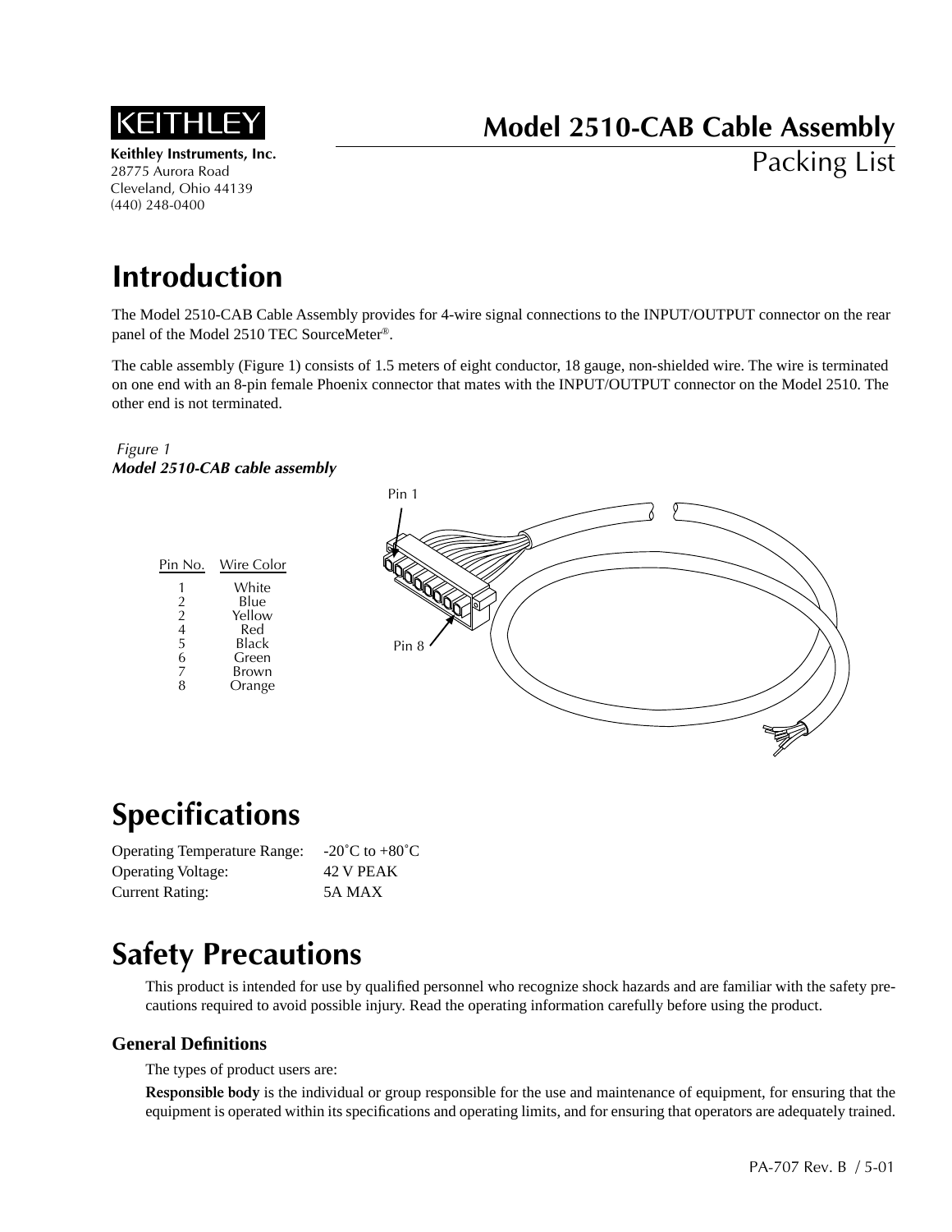KEITHLEY

**Keithley Instruments, Inc.**
28775 Aurora Road
Cleveland, Ohio 44139
(440) 248-0400

# Model 2510-CAB Cable Assembly

Packing List

# Introduction

The Model 2510-CAB Cable Assembly provides for 4-wire signal connections to the INPUT/OUTPUT connector on the rear panel of the Model 2510 TEC SourceMeter®.

The cable assembly (Figure 1) consists of 1.5 meters of eight conductor, 18 gauge, non-shielded wire. The wire is terminated on one end with an 8-pin female Phoenix connector that mates with the INPUT/OUTPUT connector on the Model 2510. The other end is not terminated.

*Figure 1*
***Model 2510-CAB cable assembly***

| Pin No. | Wire Color |
|---|---|
| 1 | White |
| 2 | Blue |
| 2 | Yellow |
| 4 | Red |
| 5 | Black |
| 6 | Green |
| 7 | Brown |
| 8 | Orange |

Pin 1

Pin 8

# Specifications

| | |
|---|---|
| Operating Temperature Range: | -20˚C to +80˚C |
| Operating Voltage: | 42 V PEAK |
| Current Rating: | 5A MAX |

# Safety Precautions

This product is intended for use by qualified personnel who recognize shock hazards and are familiar with the safety precautions required to avoid possible injury. Read the operating information carefully before using the product.

### General Definitions

The types of product users are:

**Responsible body** is the individual or group responsible for the use and maintenance of equipment, for ensuring that the equipment is operated within its specifications and operating limits, and for ensuring that operators are adequately trained.

PA-707 Rev. B / 5-01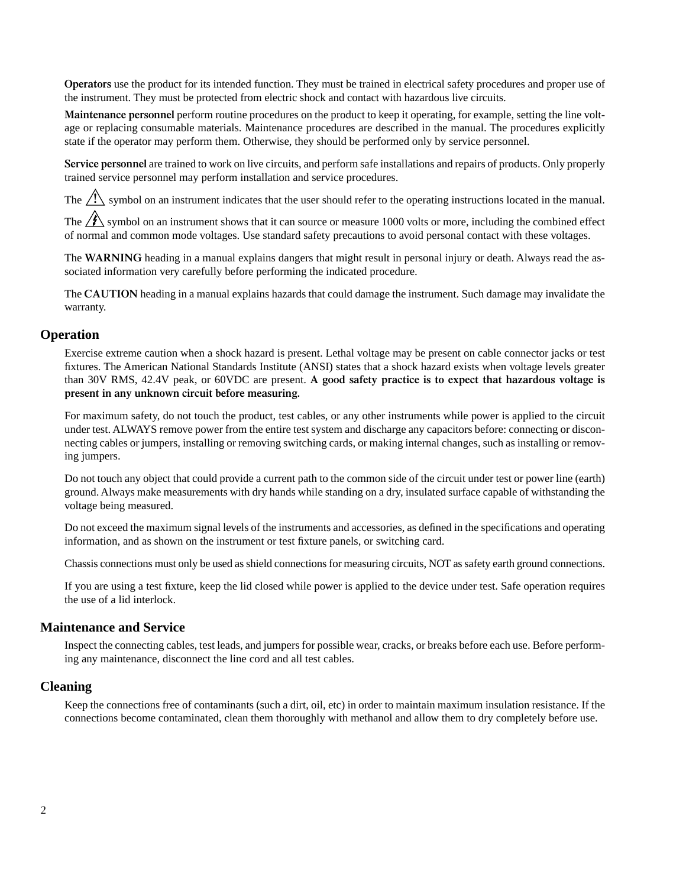**Operators** use the product for its intended function. They must be trained in electrical safety procedures and proper use of the instrument. They must be protected from electric shock and contact with hazardous live circuits.

**Maintenance personnel** perform routine procedures on the product to keep it operating, for example, setting the line voltage or replacing consumable materials. Maintenance procedures are described in the manual. The procedures explicitly state if the operator may perform them. Otherwise, they should be performed only by service personnel.

**Service personnel** are trained to work on live circuits, and perform safe installations and repairs of products. Only properly trained service personnel may perform installation and service procedures.

The ⚠ symbol on an instrument indicates that the user should refer to the operating instructions located in the manual.

The ⚡ symbol on an instrument shows that it can source or measure 1000 volts or more, including the combined effect of normal and common mode voltages. Use standard safety precautions to avoid personal contact with these voltages.

The **WARNING** heading in a manual explains dangers that might result in personal injury or death. Always read the associated information very carefully before performing the indicated procedure.

The **CAUTION** heading in a manual explains hazards that could damage the instrument. Such damage may invalidate the warranty.

## Operation

Exercise extreme caution when a shock hazard is present. Lethal voltage may be present on cable connector jacks or test fixtures. The American National Standards Institute (ANSI) states that a shock hazard exists when voltage levels greater than 30V RMS, 42.4V peak, or 60VDC are present. **A good safety practice is to expect that hazardous voltage is present in any unknown circuit before measuring.**

For maximum safety, do not touch the product, test cables, or any other instruments while power is applied to the circuit under test. ALWAYS remove power from the entire test system and discharge any capacitors before: connecting or disconnecting cables or jumpers, installing or removing switching cards, or making internal changes, such as installing or removing jumpers.

Do not touch any object that could provide a current path to the common side of the circuit under test or power line (earth) ground. Always make measurements with dry hands while standing on a dry, insulated surface capable of withstanding the voltage being measured.

Do not exceed the maximum signal levels of the instruments and accessories, as defined in the specifications and operating information, and as shown on the instrument or test fixture panels, or switching card.

Chassis connections must only be used as shield connections for measuring circuits, NOT as safety earth ground connections.

If you are using a test fixture, keep the lid closed while power is applied to the device under test. Safe operation requires the use of a lid interlock.

## Maintenance and Service

Inspect the connecting cables, test leads, and jumpers for possible wear, cracks, or breaks before each use. Before performing any maintenance, disconnect the line cord and all test cables.

## Cleaning

Keep the connections free of contaminants (such a dirt, oil, etc) in order to maintain maximum insulation resistance. If the connections become contaminated, clean them thoroughly with methanol and allow them to dry completely before use.